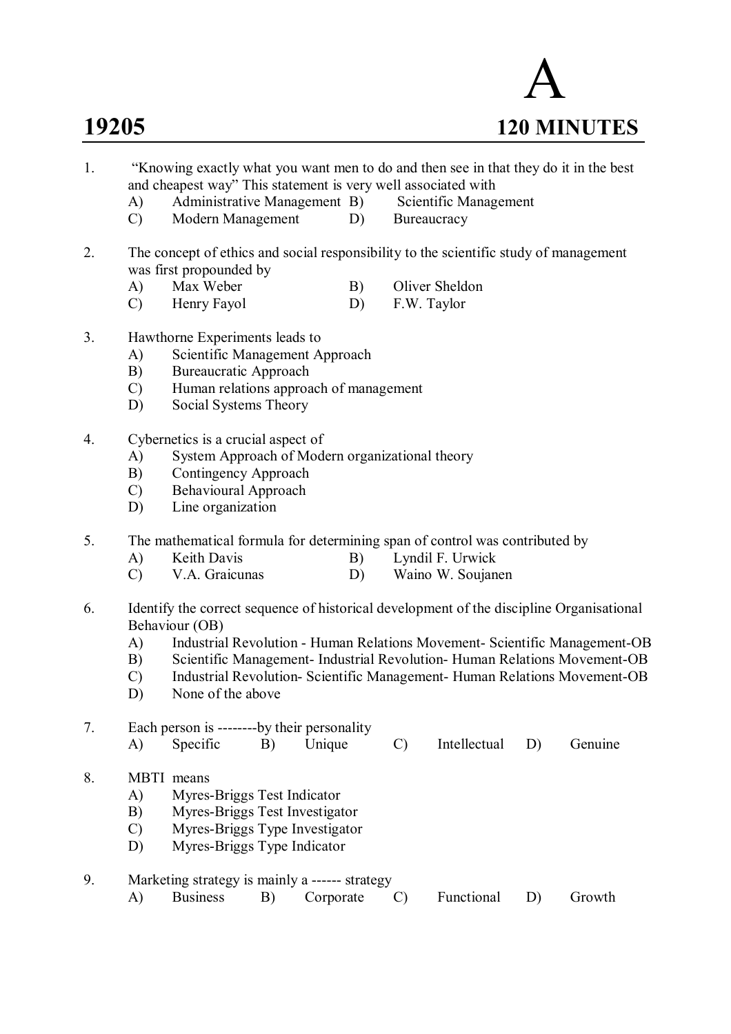# A

**19205** **120 MINUTES**

1. "Knowing exactly what you want men to do and then see in that they do it in the best and cheapest way" This statement is very well associated with
   - A) Administrative Management
   - B) Scientific Management
   - C) Modern Management
   - D) Bureaucracy

2. The concept of ethics and social responsibility to the scientific study of management was first propounded by
   - A) Max Weber
   - B) Oliver Sheldon
   - C) Henry Fayol
   - D) F.W. Taylor

3. Hawthorne Experiments leads to
   - A) Scientific Management Approach
   - B) Bureaucratic Approach
   - C) Human relations approach of management
   - D) Social Systems Theory

4. Cybernetics is a crucial aspect of
   - A) System Approach of Modern organizational theory
   - B) Contingency Approach
   - C) Behavioural Approach
   - D) Line organization

5. The mathematical formula for determining span of control was contributed by
   - A) Keith Davis
   - B) Lyndil F. Urwick
   - C) V.A. Graicunas
   - D) Waino W. Soujanen

6. Identify the correct sequence of historical development of the discipline Organisational Behaviour (OB)
   - A) Industrial Revolution - Human Relations Movement- Scientific Management-OB
   - B) Scientific Management- Industrial Revolution- Human Relations Movement-OB
   - C) Industrial Revolution- Scientific Management- Human Relations Movement-OB
   - D) None of the above

7. Each person is --------by their personality
   - A) Specific
   - B) Unique
   - C) Intellectual
   - D) Genuine

8. MBTI means
   - A) Myres-Briggs Test Indicator
   - B) Myres-Briggs Test Investigator
   - C) Myres-Briggs Type Investigator
   - D) Myres-Briggs Type Indicator

9. Marketing strategy is mainly a ------ strategy
   - A) Business
   - B) Corporate
   - C) Functional
   - D) Growth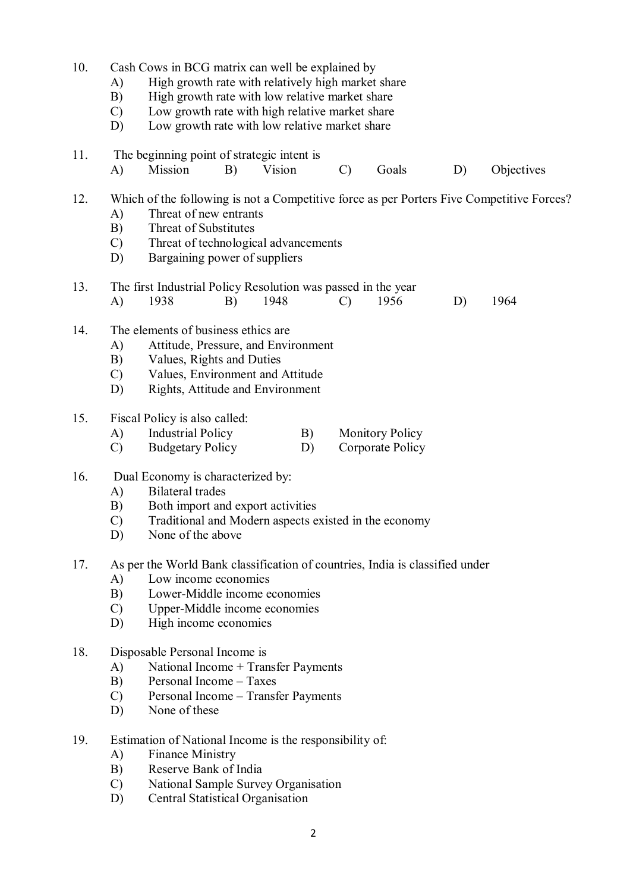10. Cash Cows in BCG matrix can well be explained by
    A) High growth rate with relatively high market share
    B) High growth rate with low relative market share
    C) Low growth rate with high relative market share
    D) Low growth rate with low relative market share

11. The beginning point of strategic intent is
    A) Mission B) Vision C) Goals D) Objectives

12. Which of the following is not a Competitive force as per Porters Five Competitive Forces?
    A) Threat of new entrants
    B) Threat of Substitutes
    C) Threat of technological advancements
    D) Bargaining power of suppliers

13. The first Industrial Policy Resolution was passed in the year
    A) 1938 B) 1948 C) 1956 D) 1964

14. The elements of business ethics are
    A) Attitude, Pressure, and Environment
    B) Values, Rights and Duties
    C) Values, Environment and Attitude
    D) Rights, Attitude and Environment

15. Fiscal Policy is also called:
    A) Industrial Policy B) Monitory Policy
    C) Budgetary Policy D) Corporate Policy

16. Dual Economy is characterized by:
    A) Bilateral trades
    B) Both import and export activities
    C) Traditional and Modern aspects existed in the economy
    D) None of the above

17. As per the World Bank classification of countries, India is classified under
    A) Low income economies
    B) Lower-Middle income economies
    C) Upper-Middle income economies
    D) High income economies

18. Disposable Personal Income is
    A) National Income + Transfer Payments
    B) Personal Income – Taxes
    C) Personal Income – Transfer Payments
    D) None of these

19. Estimation of National Income is the responsibility of:
    A) Finance Ministry
    B) Reserve Bank of India
    C) National Sample Survey Organisation
    D) Central Statistical Organisation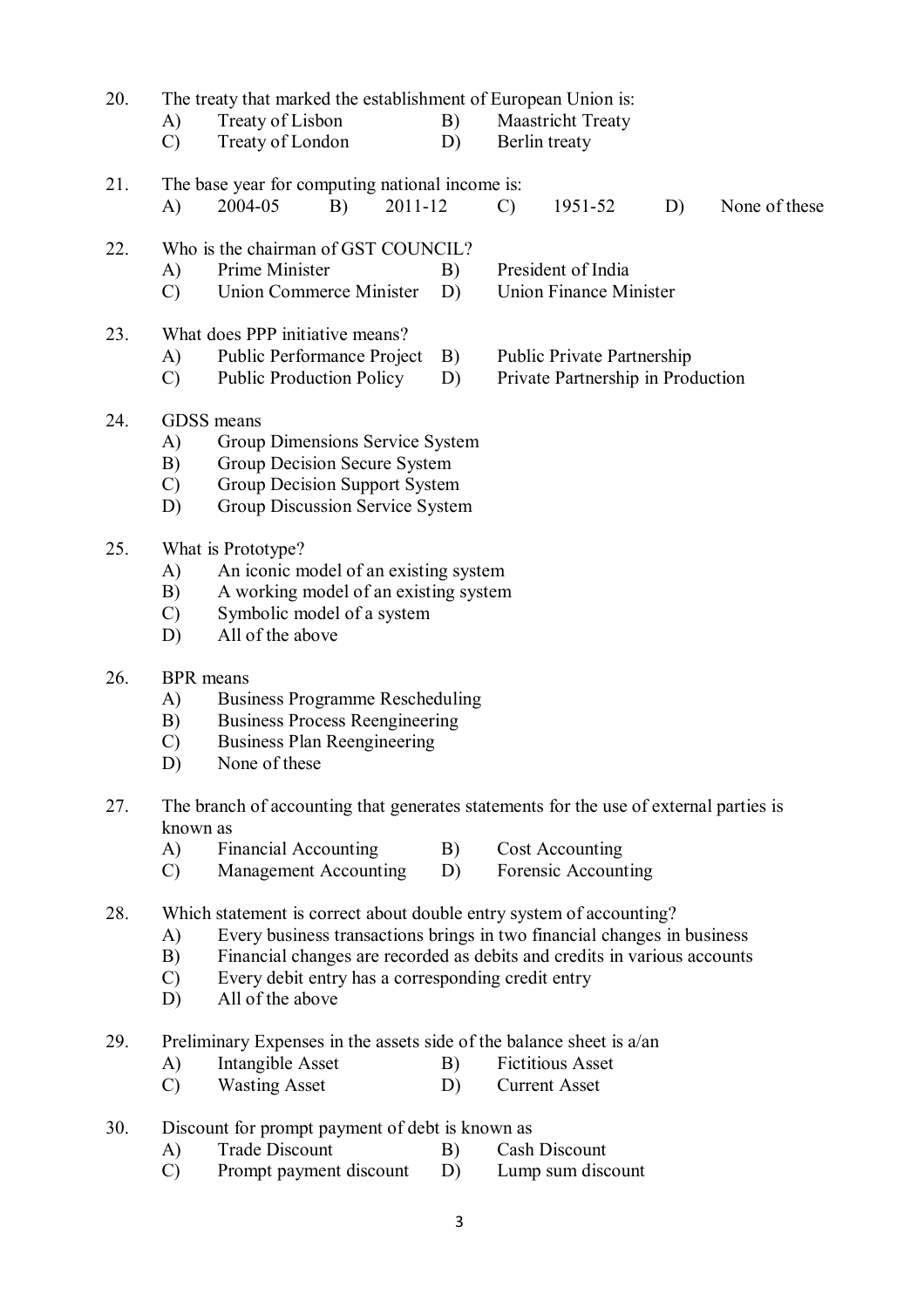20. The treaty that marked the establishment of European Union is:

    A) Treaty of Lisbon B) Maastricht Treaty

    C) Treaty of London D) Berlin treaty

21. The base year for computing national income is:

    A) 2004-05 B) 2011-12 C) 1951-52 D) None of these

22. Who is the chairman of GST COUNCIL?

    A) Prime Minister B) President of India

    C) Union Commerce Minister D) Union Finance Minister

23. What does PPP initiative means?

    A) Public Performance Project B) Public Private Partnership

    C) Public Production Policy D) Private Partnership in Production

24. GDSS means

    A) Group Dimensions Service System

    B) Group Decision Secure System

    C) Group Decision Support System

    D) Group Discussion Service System

25. What is Prototype?

    A) An iconic model of an existing system

    B) A working model of an existing system

    C) Symbolic model of a system

    D) All of the above

26. BPR means

    A) Business Programme Rescheduling

    B) Business Process Reengineering

    C) Business Plan Reengineering

    D) None of these

27. The branch of accounting that generates statements for the use of external parties is known as

    A) Financial Accounting B) Cost Accounting

    C) Management Accounting D) Forensic Accounting

28. Which statement is correct about double entry system of accounting?

    A) Every business transactions brings in two financial changes in business

    B) Financial changes are recorded as debits and credits in various accounts

    C) Every debit entry has a corresponding credit entry

    D) All of the above

29. Preliminary Expenses in the assets side of the balance sheet is a/an

    A) Intangible Asset B) Fictitious Asset

    C) Wasting Asset D) Current Asset

30. Discount for prompt payment of debt is known as

    A) Trade Discount B) Cash Discount

    C) Prompt payment discount D) Lump sum discount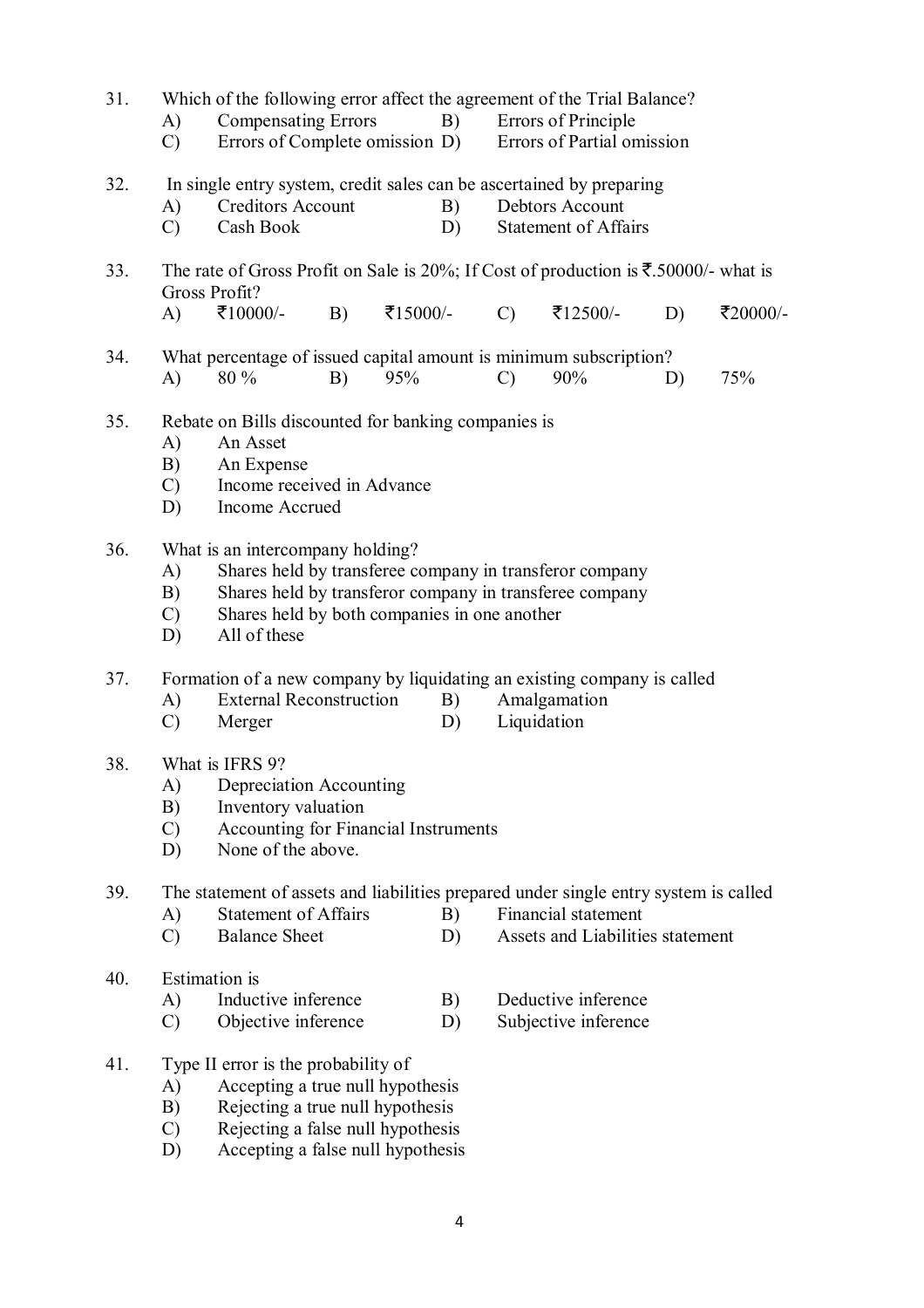31. Which of the following error affect the agreement of the Trial Balance?
    - A) Compensating Errors
    - B) Errors of Principle
    - C) Errors of Complete omission
    - D) Errors of Partial omission

32. In single entry system, credit sales can be ascertained by preparing
    - A) Creditors Account
    - B) Debtors Account
    - C) Cash Book
    - D) Statement of Affairs

33. The rate of Gross Profit on Sale is 20%; If Cost of production is ₹.50000/- what is Gross Profit?
    - A) ₹10000/-
    - B) ₹15000/-
    - C) ₹12500/-
    - D) ₹20000/-

34. What percentage of issued capital amount is minimum subscription?
    - A) 80 %
    - B) 95%
    - C) 90%
    - D) 75%

35. Rebate on Bills discounted for banking companies is
    - A) An Asset
    - B) An Expense
    - C) Income received in Advance
    - D) Income Accrued

36. What is an intercompany holding?
    - A) Shares held by transferee company in transferor company
    - B) Shares held by transferor company in transferee company
    - C) Shares held by both companies in one another
    - D) All of these

37. Formation of a new company by liquidating an existing company is called
    - A) External Reconstruction
    - B) Amalgamation
    - C) Merger
    - D) Liquidation

38. What is IFRS 9?
    - A) Depreciation Accounting
    - B) Inventory valuation
    - C) Accounting for Financial Instruments
    - D) None of the above.

39. The statement of assets and liabilities prepared under single entry system is called
    - A) Statement of Affairs
    - B) Financial statement
    - C) Balance Sheet
    - D) Assets and Liabilities statement

40. Estimation is
    - A) Inductive inference
    - B) Deductive inference
    - C) Objective inference
    - D) Subjective inference

41. Type II error is the probability of
    - A) Accepting a true null hypothesis
    - B) Rejecting a true null hypothesis
    - C) Rejecting a false null hypothesis
    - D) Accepting a false null hypothesis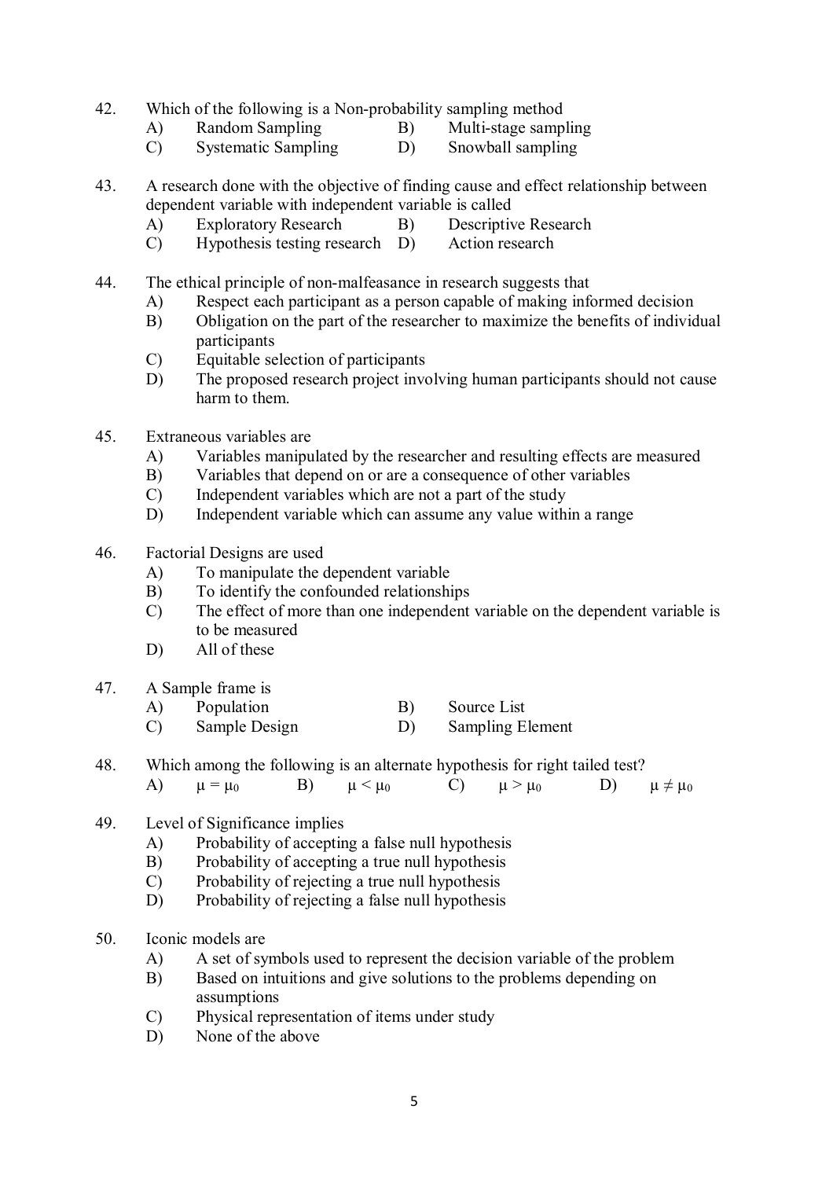42. Which of the following is a Non-probability sampling method
    - A) Random Sampling
    - B) Multi-stage sampling
    - C) Systematic Sampling
    - D) Snowball sampling

43. A research done with the objective of finding cause and effect relationship between dependent variable with independent variable is called
    - A) Exploratory Research
    - B) Descriptive Research
    - C) Hypothesis testing research
    - D) Action research

44. The ethical principle of non-malfeasance in research suggests that
    - A) Respect each participant as a person capable of making informed decision
    - B) Obligation on the part of the researcher to maximize the benefits of individual participants
    - C) Equitable selection of participants
    - D) The proposed research project involving human participants should not cause harm to them.

45. Extraneous variables are
    - A) Variables manipulated by the researcher and resulting effects are measured
    - B) Variables that depend on or are a consequence of other variables
    - C) Independent variables which are not a part of the study
    - D) Independent variable which can assume any value within a range

46. Factorial Designs are used
    - A) To manipulate the dependent variable
    - B) To identify the confounded relationships
    - C) The effect of more than one independent variable on the dependent variable is to be measured
    - D) All of these

47. A Sample frame is
    - A) Population
    - B) Source List
    - C) Sample Design
    - D) Sampling Element

48. Which among the following is an alternate hypothesis for right tailed test?
    - A) $\mu = \mu_0$
    - B) $\mu < \mu_0$
    - C) $\mu > \mu_0$
    - D) $\mu \neq \mu_0$

49. Level of Significance implies
    - A) Probability of accepting a false null hypothesis
    - B) Probability of accepting a true null hypothesis
    - C) Probability of rejecting a true null hypothesis
    - D) Probability of rejecting a false null hypothesis

50. Iconic models are
    - A) A set of symbols used to represent the decision variable of the problem
    - B) Based on intuitions and give solutions to the problems depending on assumptions
    - C) Physical representation of items under study
    - D) None of the above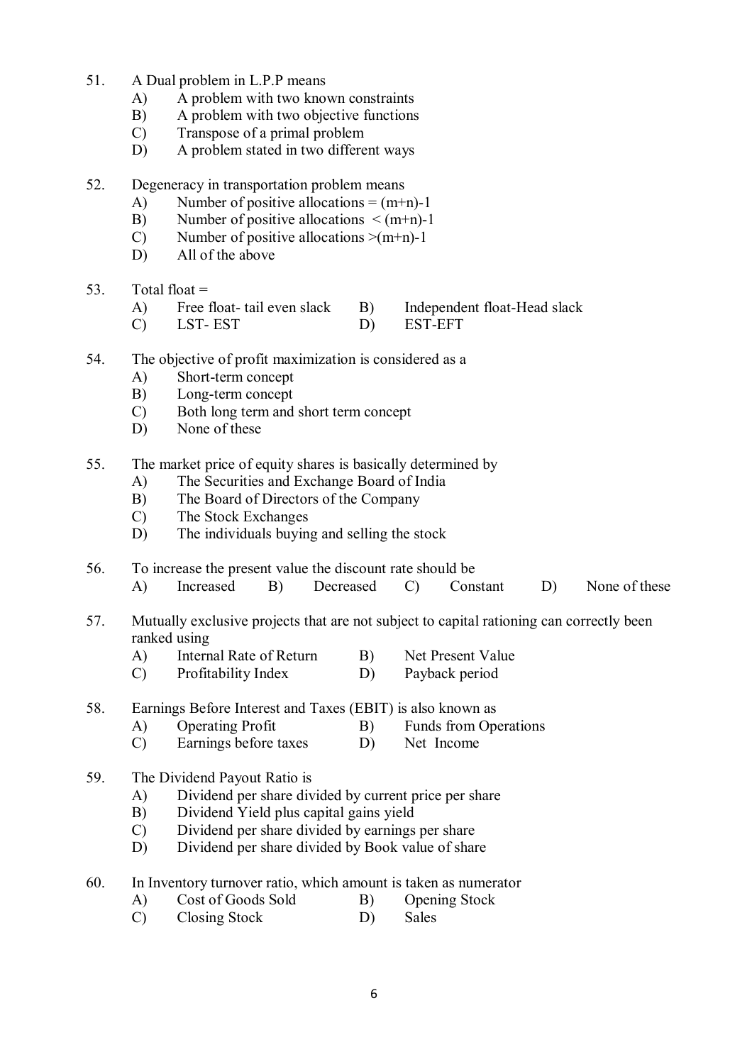51. A Dual problem in L.P.P means
    A) A problem with two known constraints
    B) A problem with two objective functions
    C) Transpose of a primal problem
    D) A problem stated in two different ways

52. Degeneracy in transportation problem means
    A) Number of positive allocations = (m+n)-1
    B) Number of positive allocations < (m+n)-1
    C) Number of positive allocations >(m+n)-1
    D) All of the above

53. Total float =
    A) Free float- tail even slack
    B) Independent float-Head slack
    C) LST- EST
    D) EST-EFT

54. The objective of profit maximization is considered as a
    A) Short-term concept
    B) Long-term concept
    C) Both long term and short term concept
    D) None of these

55. The market price of equity shares is basically determined by
    A) The Securities and Exchange Board of India
    B) The Board of Directors of the Company
    C) The Stock Exchanges
    D) The individuals buying and selling the stock

56. To increase the present value the discount rate should be
    A) Increased
    B) Decreased
    C) Constant
    D) None of these

57. Mutually exclusive projects that are not subject to capital rationing can correctly been ranked using
    A) Internal Rate of Return
    B) Net Present Value
    C) Profitability Index
    D) Payback period

58. Earnings Before Interest and Taxes (EBIT) is also known as
    A) Operating Profit
    B) Funds from Operations
    C) Earnings before taxes
    D) Net Income

59. The Dividend Payout Ratio is
    A) Dividend per share divided by current price per share
    B) Dividend Yield plus capital gains yield
    C) Dividend per share divided by earnings per share
    D) Dividend per share divided by Book value of share

60. In Inventory turnover ratio, which amount is taken as numerator
    A) Cost of Goods Sold
    B) Opening Stock
    C) Closing Stock
    D) Sales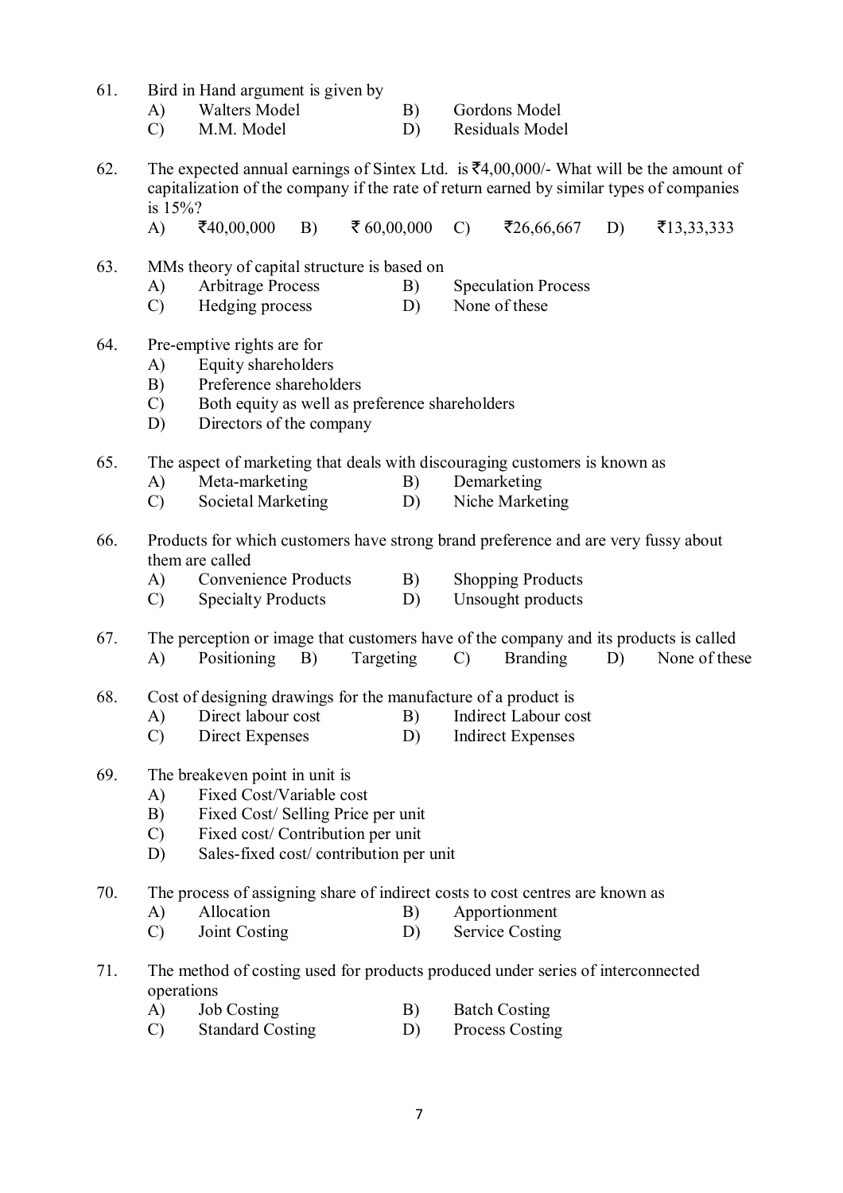61. Bird in Hand argument is given by
    A) Walters Model
    B) Gordons Model
    C) M.M. Model
    D) Residuals Model

62. The expected annual earnings of Sintex Ltd. is ₹4,00,000/- What will be the amount of capitalization of the company if the rate of return earned by similar types of companies is 15%?
    A) ₹40,00,000
    B) ₹ 60,00,000
    C) ₹26,66,667
    D) ₹13,33,333

63. MMs theory of capital structure is based on
    A) Arbitrage Process
    B) Speculation Process
    C) Hedging process
    D) None of these

64. Pre-emptive rights are for
    A) Equity shareholders
    B) Preference shareholders
    C) Both equity as well as preference shareholders
    D) Directors of the company

65. The aspect of marketing that deals with discouraging customers is known as
    A) Meta-marketing
    B) Demarketing
    C) Societal Marketing
    D) Niche Marketing

66. Products for which customers have strong brand preference and are very fussy about them are called
    A) Convenience Products
    B) Shopping Products
    C) Specialty Products
    D) Unsought products

67. The perception or image that customers have of the company and its products is called
    A) Positioning
    B) Targeting
    C) Branding
    D) None of these

68. Cost of designing drawings for the manufacture of a product is
    A) Direct labour cost
    B) Indirect Labour cost
    C) Direct Expenses
    D) Indirect Expenses

69. The breakeven point in unit is
    A) Fixed Cost/Variable cost
    B) Fixed Cost/ Selling Price per unit
    C) Fixed cost/ Contribution per unit
    D) Sales-fixed cost/ contribution per unit

70. The process of assigning share of indirect costs to cost centres are known as
    A) Allocation
    B) Apportionment
    C) Joint Costing
    D) Service Costing

71. The method of costing used for products produced under series of interconnected operations
    A) Job Costing
    B) Batch Costing
    C) Standard Costing
    D) Process Costing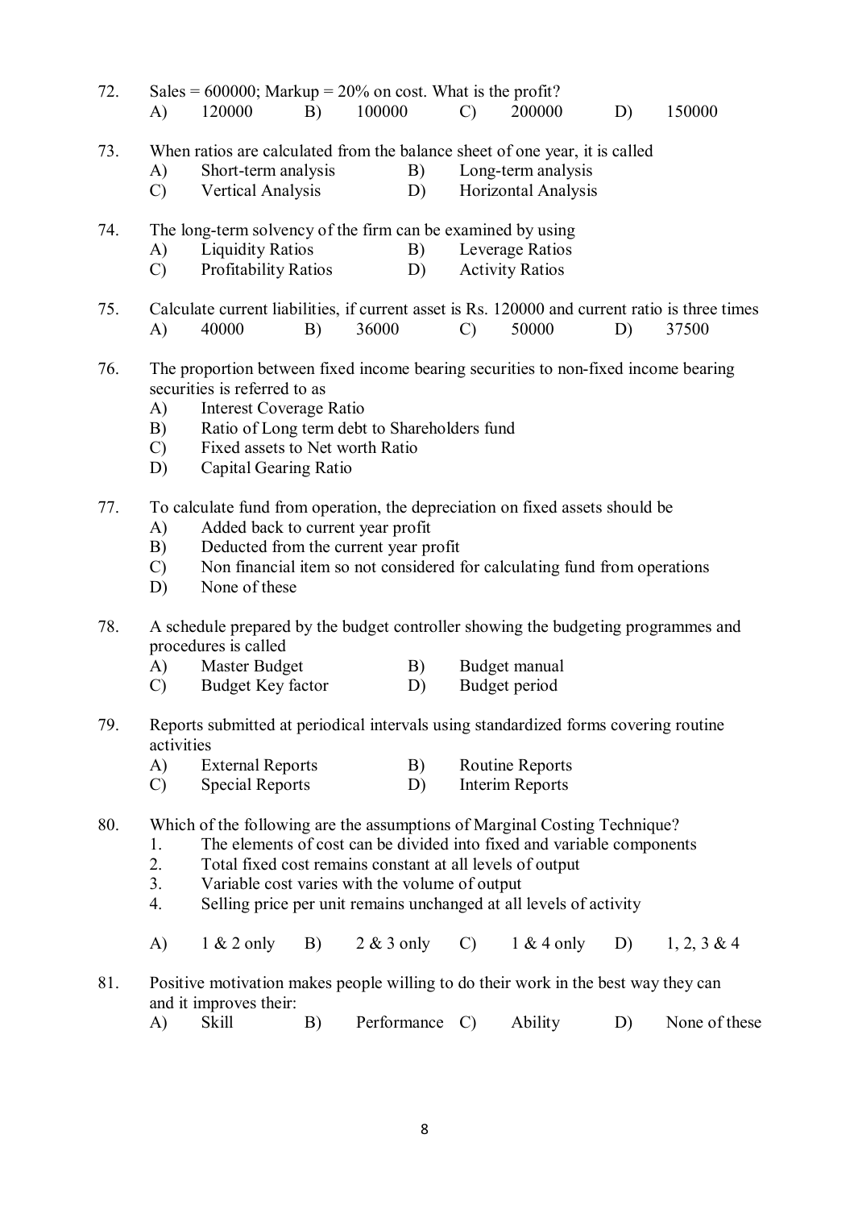72. Sales = 600000; Markup = 20% on cost. What is the profit?

A) 120000 B) 100000 C) 200000 D) 150000

73. When ratios are calculated from the balance sheet of one year, it is called

A) Short-term analysis B) Long-term analysis
C) Vertical Analysis D) Horizontal Analysis

74. The long-term solvency of the firm can be examined by using

A) Liquidity Ratios B) Leverage Ratios
C) Profitability Ratios D) Activity Ratios

75. Calculate current liabilities, if current asset is Rs. 120000 and current ratio is three times

A) 40000 B) 36000 C) 50000 D) 37500

76. The proportion between fixed income bearing securities to non-fixed income bearing securities is referred to as

A) Interest Coverage Ratio
B) Ratio of Long term debt to Shareholders fund
C) Fixed assets to Net worth Ratio
D) Capital Gearing Ratio

77. To calculate fund from operation, the depreciation on fixed assets should be

A) Added back to current year profit
B) Deducted from the current year profit
C) Non financial item so not considered for calculating fund from operations
D) None of these

78. A schedule prepared by the budget controller showing the budgeting programmes and procedures is called

A) Master Budget B) Budget manual
C) Budget Key factor D) Budget period

79. Reports submitted at periodical intervals using standardized forms covering routine activities

A) External Reports B) Routine Reports
C) Special Reports D) Interim Reports

80. Which of the following are the assumptions of Marginal Costing Technique?

1. The elements of cost can be divided into fixed and variable components
2. Total fixed cost remains constant at all levels of output
3. Variable cost varies with the volume of output
4. Selling price per unit remains unchanged at all levels of activity

A) 1 & 2 only B) 2 & 3 only C) 1 & 4 only D) 1, 2, 3 & 4

81. Positive motivation makes people willing to do their work in the best way they can and it improves their:

A) Skill B) Performance C) Ability D) None of these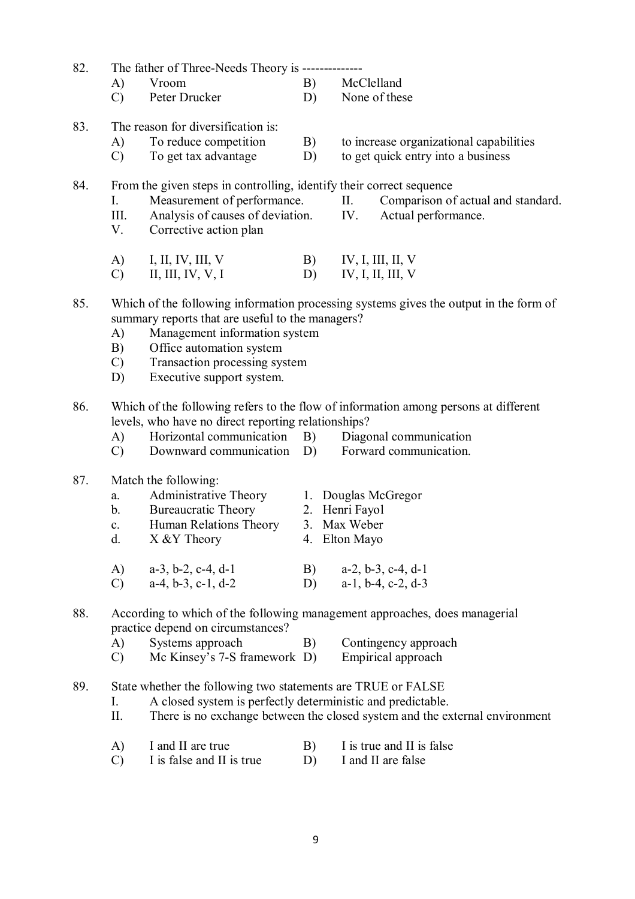82. The father of Three-Needs Theory is --------------

A) Vroom B) McClelland
C) Peter Drucker D) None of these

83. The reason for diversification is:

A) To reduce competition B) to increase organizational capabilities
C) To get tax advantage D) to get quick entry into a business

84. From the given steps in controlling, identify their correct sequence

I. Measurement of performance. II. Comparison of actual and standard.
III. Analysis of causes of deviation. IV. Actual performance.
V. Corrective action plan

A) I, II, IV, III, V B) IV, I, III, II, V
C) II, III, IV, V, I D) IV, I, II, III, V

85. Which of the following information processing systems gives the output in the form of summary reports that are useful to the managers?

A) Management information system
B) Office automation system
C) Transaction processing system
D) Executive support system.

86. Which of the following refers to the flow of information among persons at different levels, who have no direct reporting relationships?

A) Horizontal communication B) Diagonal communication
C) Downward communication D) Forward communication.

87. Match the following:

a. Administrative Theory 1. Douglas McGregor
b. Bureaucratic Theory 2. Henri Fayol
c. Human Relations Theory 3. Max Weber
d. X &Y Theory 4. Elton Mayo

A) a-3, b-2, c-4, d-1 B) a-2, b-3, c-4, d-1
C) a-4, b-3, c-1, d-2 D) a-1, b-4, c-2, d-3

88. According to which of the following management approaches, does managerial practice depend on circumstances?

A) Systems approach B) Contingency approach
C) Mc Kinsey's 7-S framework D) Empirical approach

89. State whether the following two statements are TRUE or FALSE

I. A closed system is perfectly deterministic and predictable.
II. There is no exchange between the closed system and the external environment

A) I and II are true B) I is true and II is false
C) I is false and II is true D) I and II are false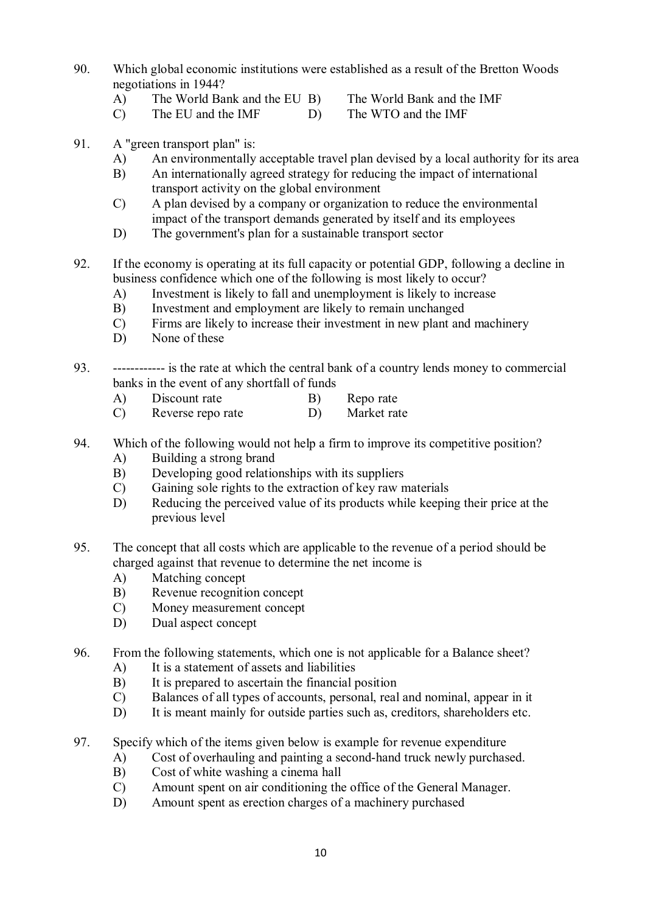90. Which global economic institutions were established as a result of the Bretton Woods negotiations in 1944?
    - A) The World Bank and the EU
    - B) The World Bank and the IMF
    - C) The EU and the IMF
    - D) The WTO and the IMF

91. A "green transport plan" is:
    - A) An environmentally acceptable travel plan devised by a local authority for its area
    - B) An internationally agreed strategy for reducing the impact of international transport activity on the global environment
    - C) A plan devised by a company or organization to reduce the environmental impact of the transport demands generated by itself and its employees
    - D) The government's plan for a sustainable transport sector

92. If the economy is operating at its full capacity or potential GDP, following a decline in business confidence which one of the following is most likely to occur?
    - A) Investment is likely to fall and unemployment is likely to increase
    - B) Investment and employment are likely to remain unchanged
    - C) Firms are likely to increase their investment in new plant and machinery
    - D) None of these

93. ------------ is the rate at which the central bank of a country lends money to commercial banks in the event of any shortfall of funds
    - A) Discount rate
    - B) Repo rate
    - C) Reverse repo rate
    - D) Market rate

94. Which of the following would not help a firm to improve its competitive position?
    - A) Building a strong brand
    - B) Developing good relationships with its suppliers
    - C) Gaining sole rights to the extraction of key raw materials
    - D) Reducing the perceived value of its products while keeping their price at the previous level

95. The concept that all costs which are applicable to the revenue of a period should be charged against that revenue to determine the net income is
    - A) Matching concept
    - B) Revenue recognition concept
    - C) Money measurement concept
    - D) Dual aspect concept

96. From the following statements, which one is not applicable for a Balance sheet?
    - A) It is a statement of assets and liabilities
    - B) It is prepared to ascertain the financial position
    - C) Balances of all types of accounts, personal, real and nominal, appear in it
    - D) It is meant mainly for outside parties such as, creditors, shareholders etc.

97. Specify which of the items given below is example for revenue expenditure
    - A) Cost of overhauling and painting a second-hand truck newly purchased.
    - B) Cost of white washing a cinema hall
    - C) Amount spent on air conditioning the office of the General Manager.
    - D) Amount spent as erection charges of a machinery purchased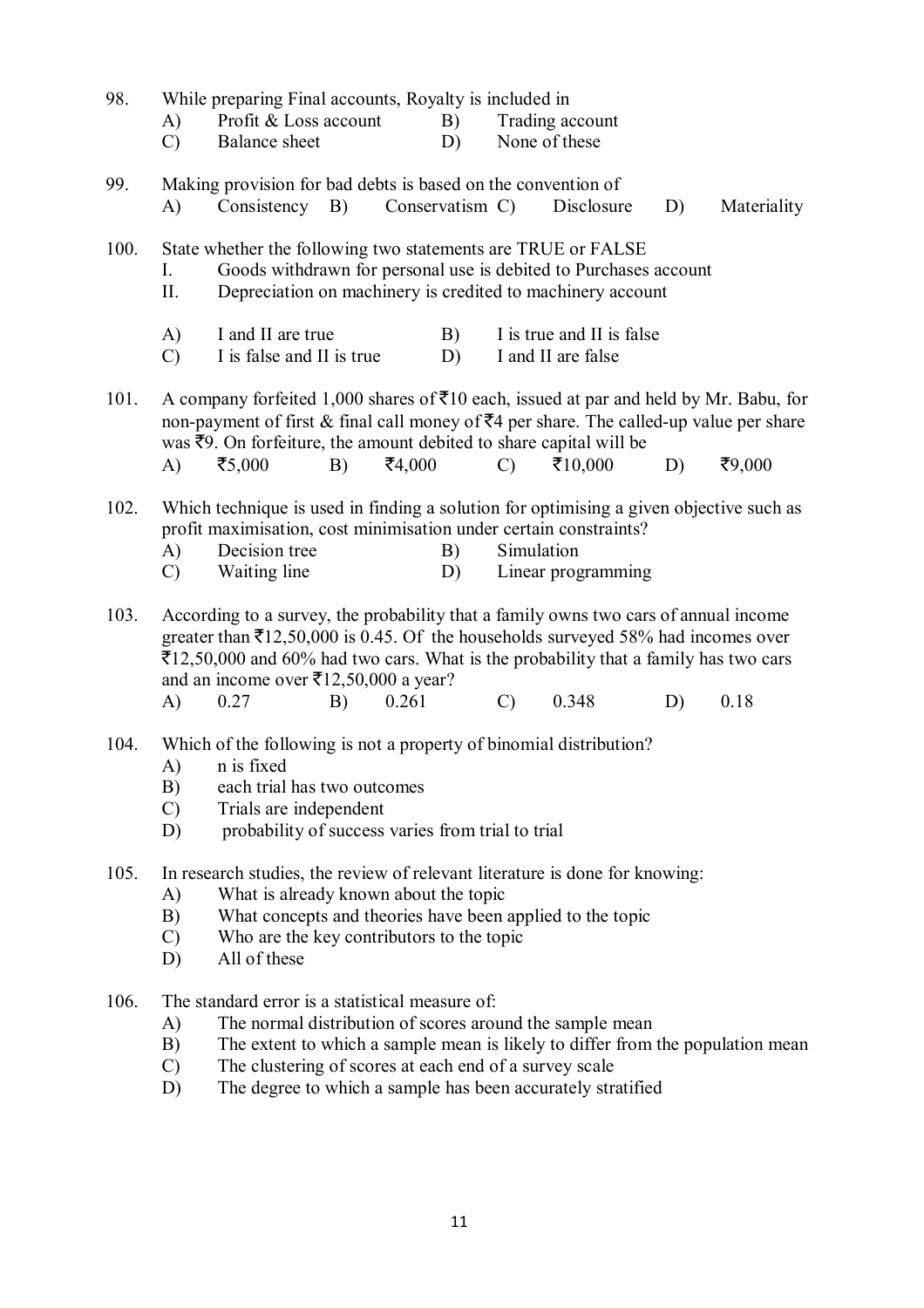98. While preparing Final accounts, Royalty is included in

    A) Profit & Loss account
    B) Trading account
    C) Balance sheet
    D) None of these

99. Making provision for bad debts is based on the convention of

    A) Consistency
    B) Conservatism
    C) Disclosure
    D) Materiality

100. State whether the following two statements are TRUE or FALSE

     I. Goods withdrawn for personal use is debited to Purchases account

     II. Depreciation on machinery is credited to machinery account

     A) I and II are true
     B) I is true and II is false
     C) I is false and II is true
     D) I and II are false

101. A company forfeited 1,000 shares of ₹10 each, issued at par and held by Mr. Babu, for non-payment of first & final call money of ₹4 per share. The called-up value per share was ₹9. On forfeiture, the amount debited to share capital will be

     A) ₹5,000
     B) ₹4,000
     C) ₹10,000
     D) ₹9,000

102. Which technique is used in finding a solution for optimising a given objective such as profit maximisation, cost minimisation under certain constraints?

     A) Decision tree
     B) Simulation
     C) Waiting line
     D) Linear programming

103. According to a survey, the probability that a family owns two cars of annual income greater than ₹12,50,000 is 0.45. Of the households surveyed 58% had incomes over ₹12,50,000 and 60% had two cars. What is the probability that a family has two cars and an income over ₹12,50,000 a year?

     A) 0.27
     B) 0.261
     C) 0.348
     D) 0.18

104. Which of the following is not a property of binomial distribution?

     A) n is fixed
     B) each trial has two outcomes
     C) Trials are independent
     D) probability of success varies from trial to trial

105. In research studies, the review of relevant literature is done for knowing:

     A) What is already known about the topic
     B) What concepts and theories have been applied to the topic
     C) Who are the key contributors to the topic
     D) All of these

106. The standard error is a statistical measure of:

     A) The normal distribution of scores around the sample mean
     B) The extent to which a sample mean is likely to differ from the population mean
     C) The clustering of scores at each end of a survey scale
     D) The degree to which a sample has been accurately stratified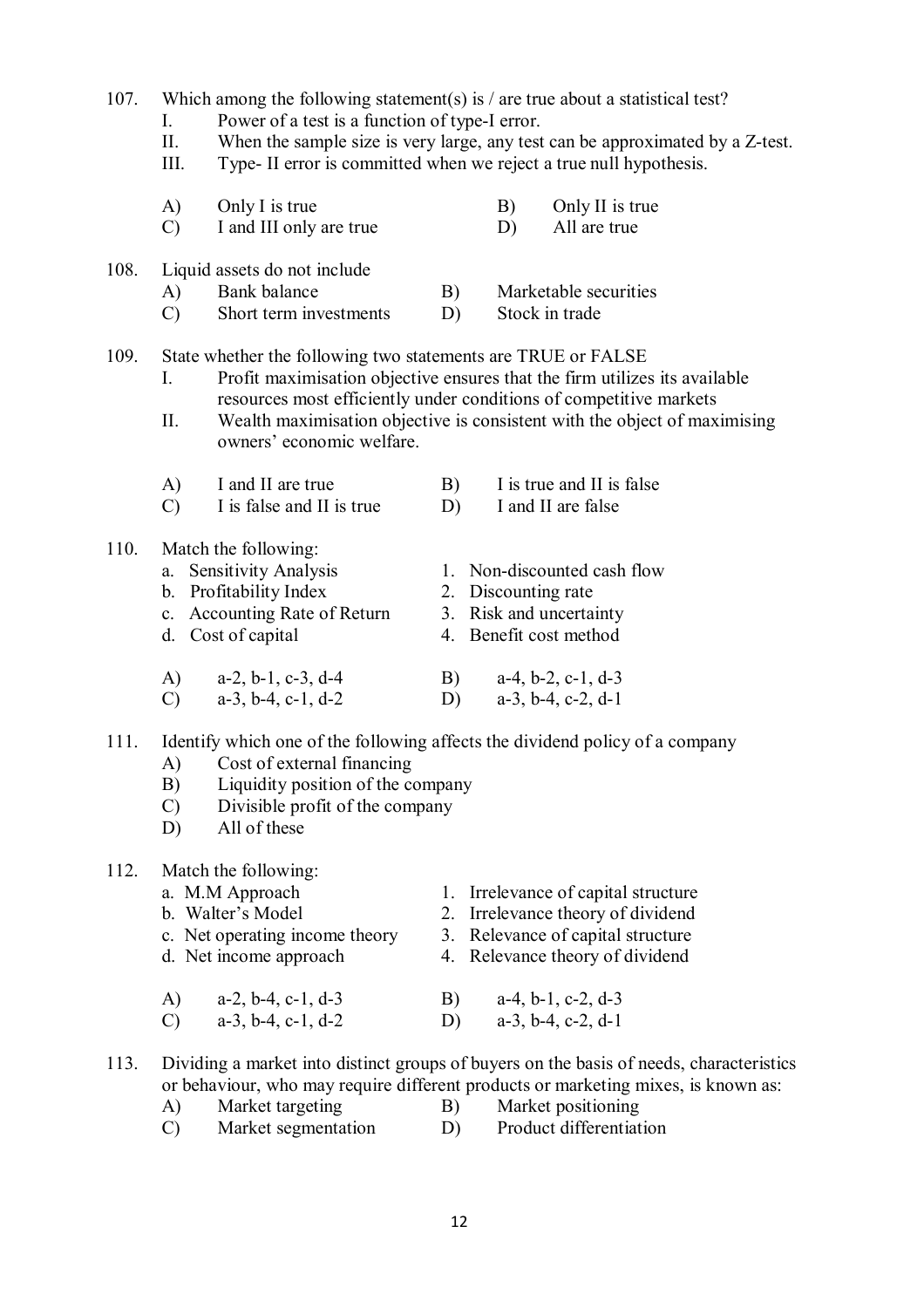107. Which among the following statement(s) is / are true about a statistical test?

   I. Power of a test is a function of type-I error.

   II. When the sample size is very large, any test can be approximated by a Z-test.

   III. Type- II error is committed when we reject a true null hypothesis.

   A) Only I is true  
   B) Only II is true  
   C) I and III only are true  
   D) All are true

108. Liquid assets do not include

   A) Bank balance  
   B) Marketable securities  
   C) Short term investments  
   D) Stock in trade

109. State whether the following two statements are TRUE or FALSE

   I. Profit maximisation objective ensures that the firm utilizes its available resources most efficiently under conditions of competitive markets

   II. Wealth maximisation objective is consistent with the object of maximising owners' economic welfare.

   A) I and II are true  
   B) I is true and II is false  
   C) I is false and II is true  
   D) I and II are false

110. Match the following:

   a. Sensitivity Analysis — 1. Non-discounted cash flow  
   b. Profitability Index — 2. Discounting rate  
   c. Accounting Rate of Return — 3. Risk and uncertainty  
   d. Cost of capital — 4. Benefit cost method

   A) a-2, b-1, c-3, d-4  
   B) a-4, b-2, c-1, d-3  
   C) a-3, b-4, c-1, d-2  
   D) a-3, b-4, c-2, d-1

111. Identify which one of the following affects the dividend policy of a company

   A) Cost of external financing  
   B) Liquidity position of the company  
   C) Divisible profit of the company  
   D) All of these

112. Match the following:

   a. M.M Approach — 1. Irrelevance of capital structure  
   b. Walter's Model — 2. Irrelevance theory of dividend  
   c. Net operating income theory — 3. Relevance of capital structure  
   d. Net income approach — 4. Relevance theory of dividend

   A) a-2, b-4, c-1, d-3  
   B) a-4, b-1, c-2, d-3  
   C) a-3, b-4, c-1, d-2  
   D) a-3, b-4, c-2, d-1

113. Dividing a market into distinct groups of buyers on the basis of needs, characteristics or behaviour, who may require different products or marketing mixes, is known as:

   A) Market targeting  
   B) Market positioning  
   C) Market segmentation  
   D) Product differentiation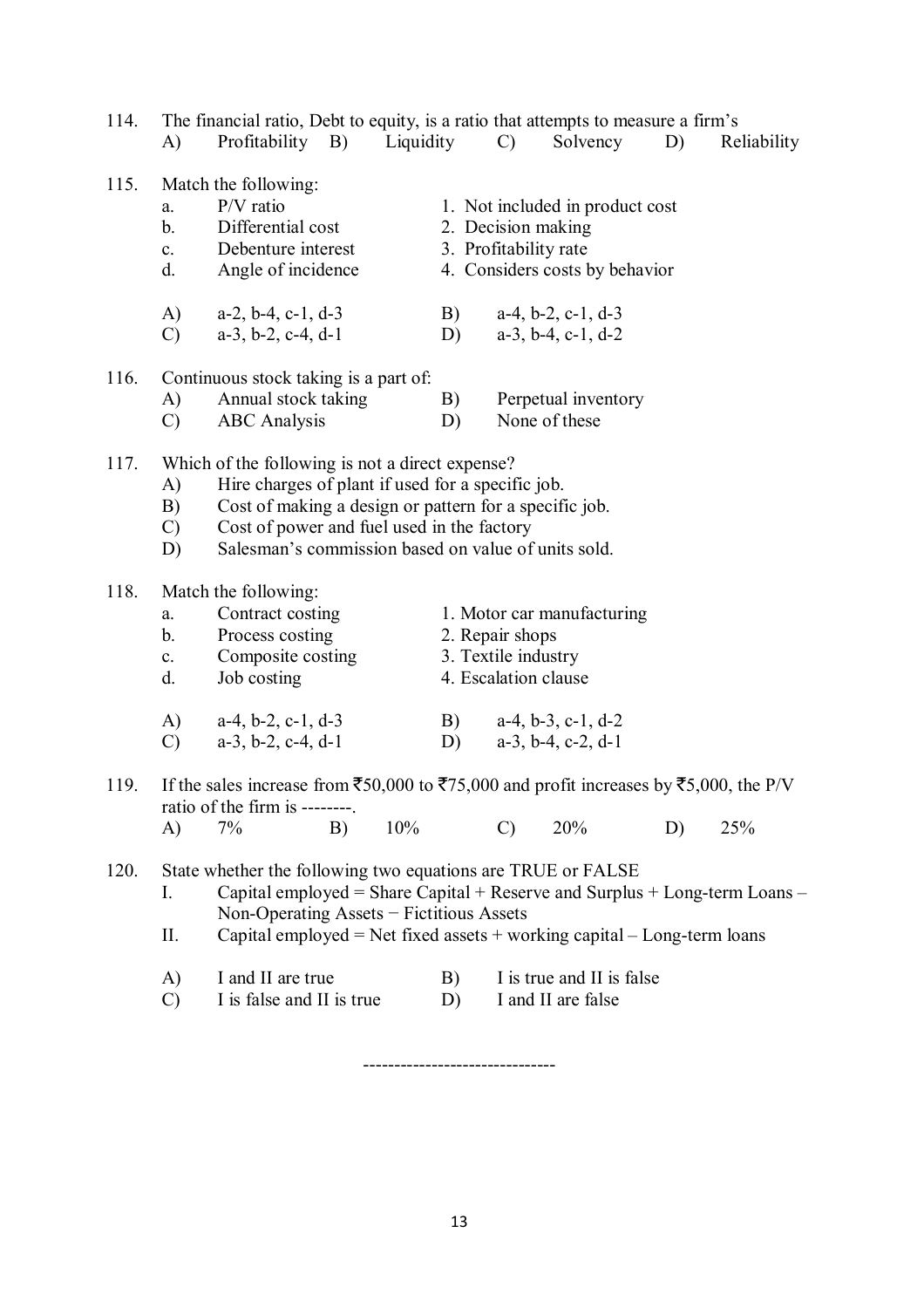114. The financial ratio, Debt to equity, is a ratio that attempts to measure a firm's
   A) Profitability B) Liquidity C) Solvency D) Reliability

115. Match the following:

| | | | |
|---|---|---|---|
| a. | P/V ratio | 1. | Not included in product cost |
| b. | Differential cost | 2. | Decision making |
| c. | Debenture interest | 3. | Profitability rate |
| d. | Angle of incidence | 4. | Considers costs by behavior |

   A) a-2, b-4, c-1, d-3 B) a-4, b-2, c-1, d-3
   C) a-3, b-2, c-4, d-1 D) a-3, b-4, c-1, d-2

116. Continuous stock taking is a part of:
   A) Annual stock taking B) Perpetual inventory
   C) ABC Analysis D) None of these

117. Which of the following is not a direct expense?
   A) Hire charges of plant if used for a specific job.
   B) Cost of making a design or pattern for a specific job.
   C) Cost of power and fuel used in the factory
   D) Salesman's commission based on value of units sold.

118. Match the following:

| | | | |
|---|---|---|---|
| a. | Contract costing | 1. | Motor car manufacturing |
| b. | Process costing | 2. | Repair shops |
| c. | Composite costing | 3. | Textile industry |
| d. | Job costing | 4. | Escalation clause |

   A) a-4, b-2, c-1, d-3 B) a-4, b-3, c-1, d-2
   C) a-3, b-2, c-4, d-1 D) a-3, b-4, c-2, d-1

119. If the sales increase from ₹50,000 to ₹75,000 and profit increases by ₹5,000, the P/V ratio of the firm is --------.
   A) 7% B) 10% C) 20% D) 25%

120. State whether the following two equations are TRUE or FALSE
   I. Capital employed = Share Capital + Reserve and Surplus + Long-term Loans – Non-Operating Assets − Fictitious Assets
   II. Capital employed = Net fixed assets + working capital – Long-term loans

   A) I and II are true B) I is true and II is false
   C) I is false and II is true D) I and II are false

-------------------------------